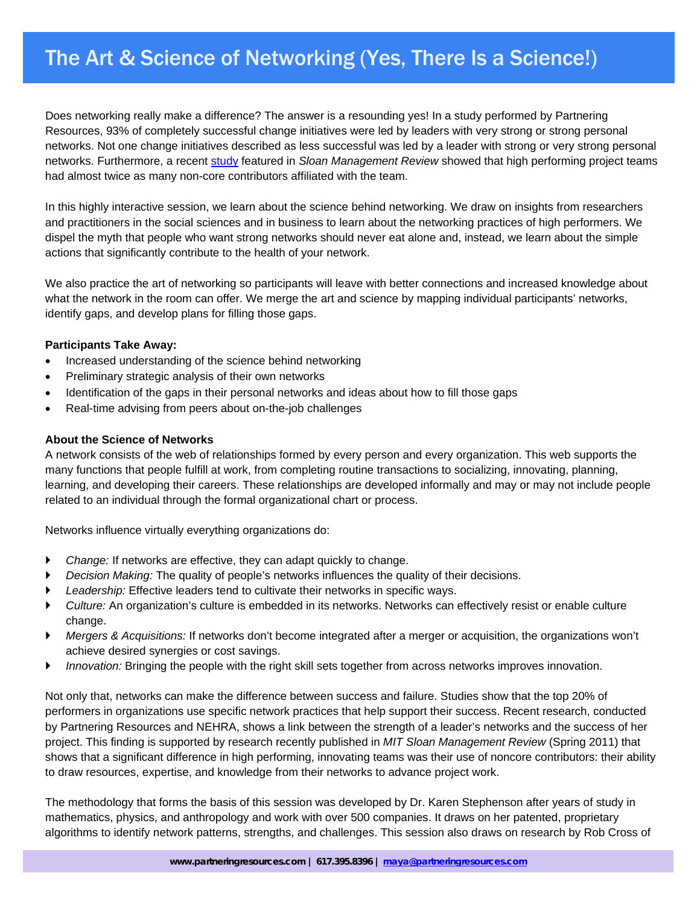# The Art & Science of Networking (Yes, There Is a Science!)

Does networking really make a difference? The answer is a resounding yes! In a study performed by Partnering Resources, 93% of completely successful change initiatives were led by leaders with very strong or strong personal networks. Not one change initiatives described as less successful was led by a leader with strong or very strong personal networks. Furthermore, a recent [study](study) featured in *Sloan Management Review* showed that high performing project teams had almost twice as many non-core contributors affiliated with the team.

In this highly interactive session, we learn about the science behind networking. We draw on insights from researchers and practitioners in the social sciences and in business to learn about the networking practices of high performers. We dispel the myth that people who want strong networks should never eat alone and, instead, we learn about the simple actions that significantly contribute to the health of your network.

We also practice the art of networking so participants will leave with better connections and increased knowledge about what the network in the room can offer. We merge the art and science by mapping individual participants' networks, identify gaps, and develop plans for filling those gaps.

**Participants Take Away:**

- Increased understanding of the science behind networking
- Preliminary strategic analysis of their own networks
- Identification of the gaps in their personal networks and ideas about how to fill those gaps
- Real-time advising from peers about on-the-job challenges

**About the Science of Networks**

A network consists of the web of relationships formed by every person and every organization. This web supports the many functions that people fulfill at work, from completing routine transactions to socializing, innovating, planning, learning, and developing their careers. These relationships are developed informally and may or may not include people related to an individual through the formal organizational chart or process.

Networks influence virtually everything organizations do:

- *Change:* If networks are effective, they can adapt quickly to change.
- *Decision Making:* The quality of people's networks influences the quality of their decisions.
- *Leadership:* Effective leaders tend to cultivate their networks in specific ways.
- *Culture:* An organization's culture is embedded in its networks. Networks can effectively resist or enable culture change.
- *Mergers & Acquisitions:* If networks don't become integrated after a merger or acquisition, the organizations won't achieve desired synergies or cost savings.
- *Innovation:* Bringing the people with the right skill sets together from across networks improves innovation.

Not only that, networks can make the difference between success and failure. Studies show that the top 20% of performers in organizations use specific network practices that help support their success. Recent research, conducted by Partnering Resources and NEHRA, shows a link between the strength of a leader's networks and the success of her project. This finding is supported by research recently published in *MIT Sloan Management Review* (Spring 2011) that shows that a significant difference in high performing, innovating teams was their use of noncore contributors: their ability to draw resources, expertise, and knowledge from their networks to advance project work.

The methodology that forms the basis of this session was developed by Dr. Karen Stephenson after years of study in mathematics, physics, and anthropology and work with over 500 companies. It draws on her patented, proprietary algorithms to identify network patterns, strengths, and challenges. This session also draws on research by Rob Cross of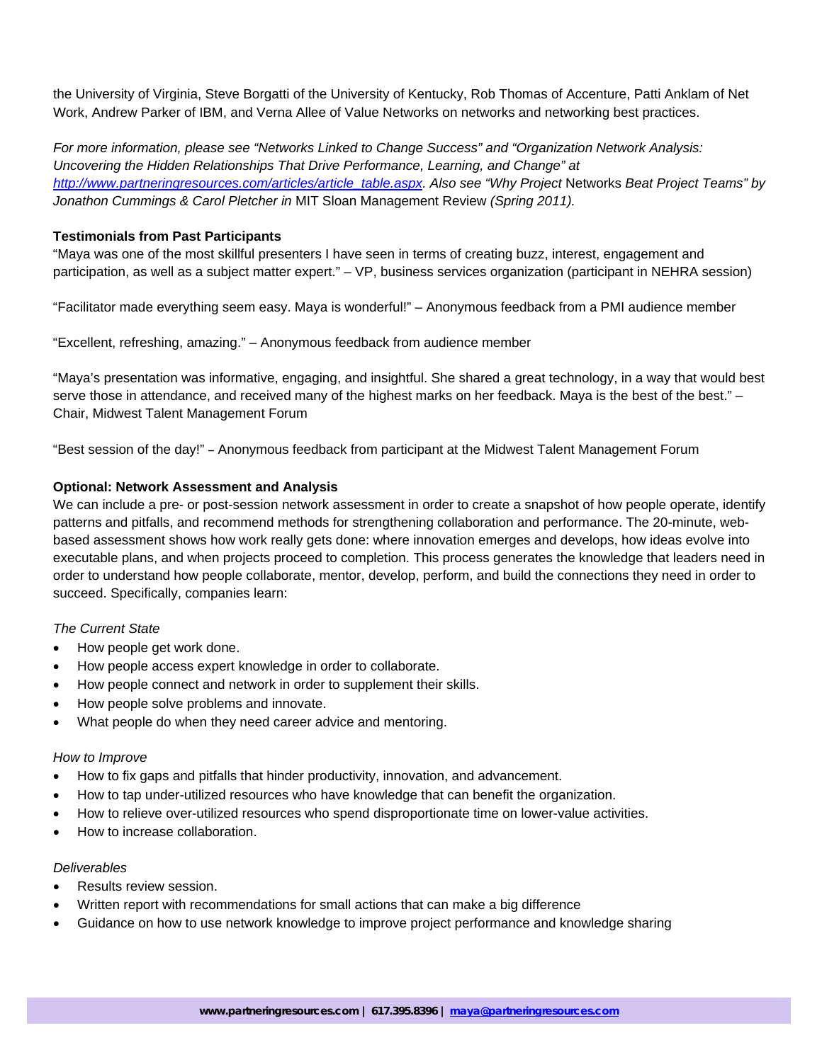the University of Virginia, Steve Borgatti of the University of Kentucky, Rob Thomas of Accenture, Patti Anklam of Net Work, Andrew Parker of IBM, and Verna Allee of Value Networks on networks and networking best practices.

*For more information, please see "Networks Linked to Change Success" and "Organization Network Analysis: Uncovering the Hidden Relationships That Drive Performance, Learning, and Change" at [http://www.partneringresources.com/articles/article_table.aspx](http://www.partneringresources.com/articles/article_table.aspx). Also see "Why Project* Networks *Beat Project Teams" by Jonathon Cummings & Carol Pletcher in* MIT Sloan Management Review *(Spring 2011).*

**Testimonials from Past Participants**

"Maya was one of the most skillful presenters I have seen in terms of creating buzz, interest, engagement and participation, as well as a subject matter expert." – VP, business services organization (participant in NEHRA session)

"Facilitator made everything seem easy. Maya is wonderful!" – Anonymous feedback from a PMI audience member

"Excellent, refreshing, amazing." – Anonymous feedback from audience member

"Maya's presentation was informative, engaging, and insightful. She shared a great technology, in a way that would best serve those in attendance, and received many of the highest marks on her feedback. Maya is the best of the best." – Chair, Midwest Talent Management Forum

"Best session of the day!" – Anonymous feedback from participant at the Midwest Talent Management Forum

**Optional: Network Assessment and Analysis**

We can include a pre- or post-session network assessment in order to create a snapshot of how people operate, identify patterns and pitfalls, and recommend methods for strengthening collaboration and performance. The 20-minute, web-based assessment shows how work really gets done: where innovation emerges and develops, how ideas evolve into executable plans, and when projects proceed to completion. This process generates the knowledge that leaders need in order to understand how people collaborate, mentor, develop, perform, and build the connections they need in order to succeed. Specifically, companies learn:

*The Current State*

- How people get work done.
- How people access expert knowledge in order to collaborate.
- How people connect and network in order to supplement their skills.
- How people solve problems and innovate.
- What people do when they need career advice and mentoring.

*How to Improve*

- How to fix gaps and pitfalls that hinder productivity, innovation, and advancement.
- How to tap under-utilized resources who have knowledge that can benefit the organization.
- How to relieve over-utilized resources who spend disproportionate time on lower-value activities.
- How to increase collaboration.

*Deliverables*

- Results review session.
- Written report with recommendations for small actions that can make a big difference
- Guidance on how to use network knowledge to improve project performance and knowledge sharing